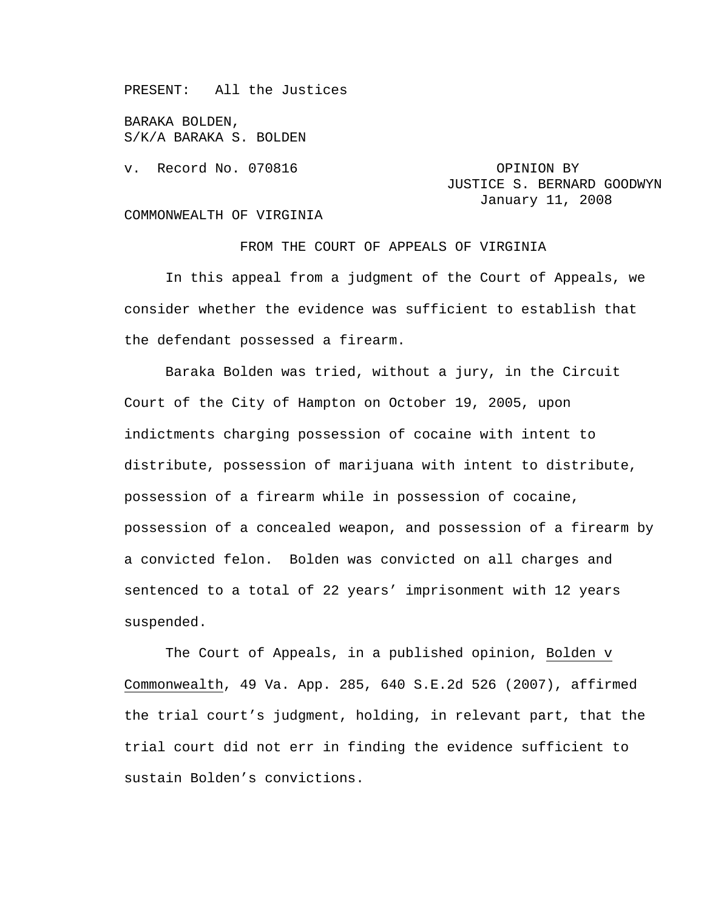PRESENT: All the Justices

BARAKA BOLDEN,
S/K/A BARAKA S. BOLDEN

v. Record No. 070816

OPINION BY
JUSTICE S. BERNARD GOODWYN
January 11, 2008

COMMONWEALTH OF VIRGINIA

FROM THE COURT OF APPEALS OF VIRGINIA

In this appeal from a judgment of the Court of Appeals, we consider whether the evidence was sufficient to establish that the defendant possessed a firearm.

Baraka Bolden was tried, without a jury, in the Circuit Court of the City of Hampton on October 19, 2005, upon indictments charging possession of cocaine with intent to distribute, possession of marijuana with intent to distribute, possession of a firearm while in possession of cocaine, possession of a concealed weapon, and possession of a firearm by a convicted felon. Bolden was convicted on all charges and sentenced to a total of 22 years' imprisonment with 12 years suspended.

The Court of Appeals, in a published opinion, Bolden v Commonwealth, 49 Va. App. 285, 640 S.E.2d 526 (2007), affirmed the trial court's judgment, holding, in relevant part, that the trial court did not err in finding the evidence sufficient to sustain Bolden's convictions.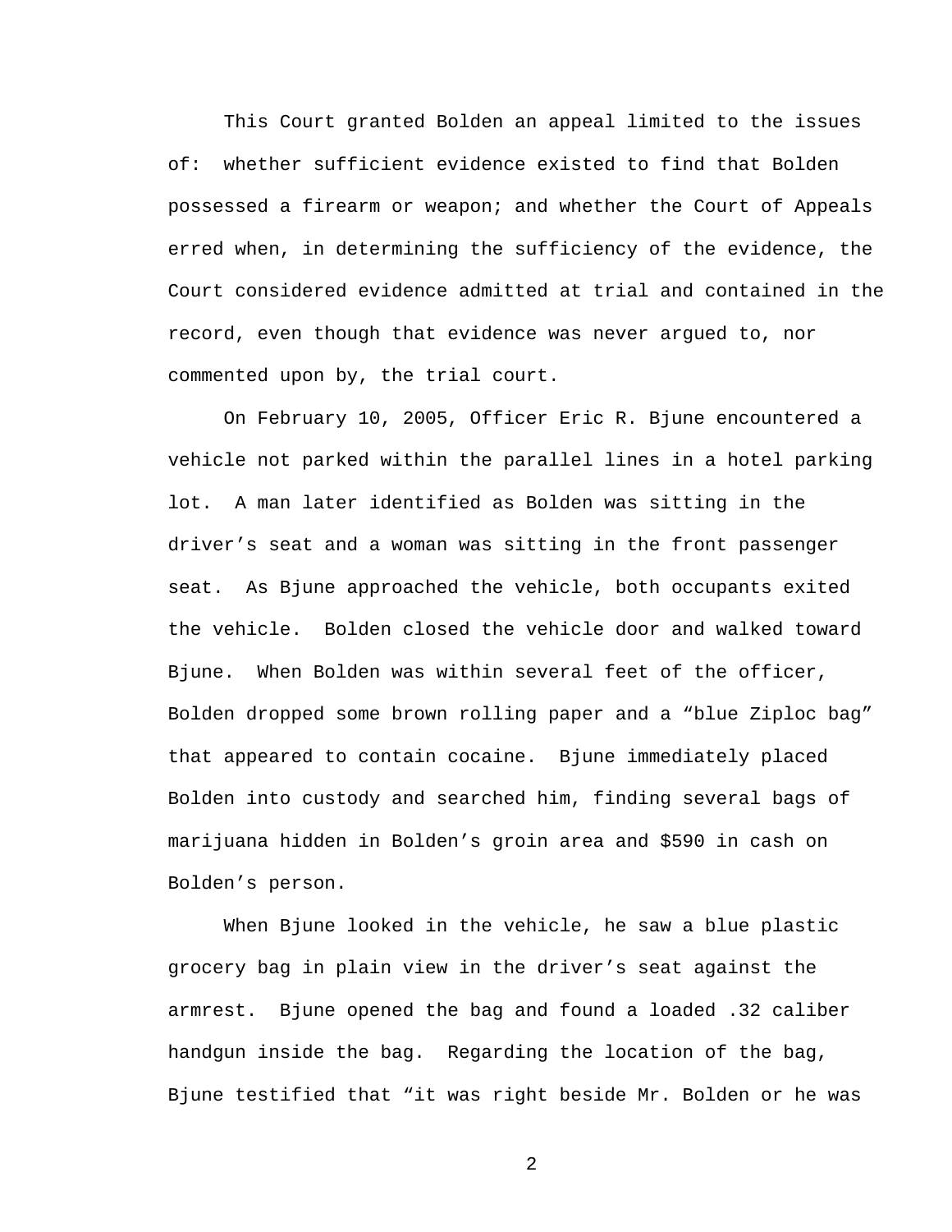This Court granted Bolden an appeal limited to the issues of: whether sufficient evidence existed to find that Bolden possessed a firearm or weapon; and whether the Court of Appeals erred when, in determining the sufficiency of the evidence, the Court considered evidence admitted at trial and contained in the record, even though that evidence was never argued to, nor commented upon by, the trial court.

On February 10, 2005, Officer Eric R. Bjune encountered a vehicle not parked within the parallel lines in a hotel parking lot. A man later identified as Bolden was sitting in the driver's seat and a woman was sitting in the front passenger seat. As Bjune approached the vehicle, both occupants exited the vehicle. Bolden closed the vehicle door and walked toward Bjune. When Bolden was within several feet of the officer, Bolden dropped some brown rolling paper and a "blue Ziploc bag" that appeared to contain cocaine. Bjune immediately placed Bolden into custody and searched him, finding several bags of marijuana hidden in Bolden's groin area and $590 in cash on Bolden's person.

When Bjune looked in the vehicle, he saw a blue plastic grocery bag in plain view in the driver's seat against the armrest. Bjune opened the bag and found a loaded .32 caliber handgun inside the bag. Regarding the location of the bag, Bjune testified that "it was right beside Mr. Bolden or he was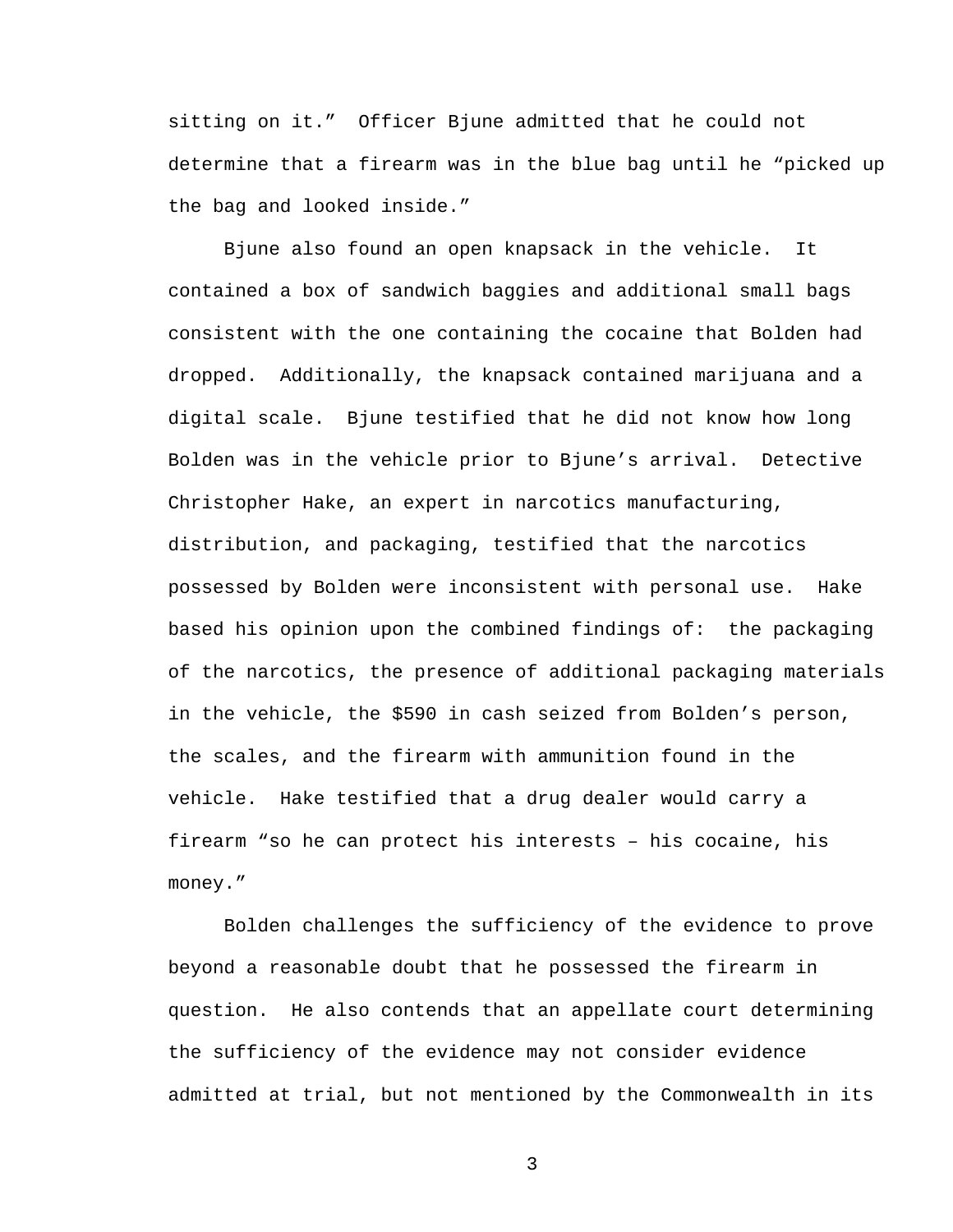sitting on it." Officer Bjune admitted that he could not determine that a firearm was in the blue bag until he "picked up the bag and looked inside."

Bjune also found an open knapsack in the vehicle. It contained a box of sandwich baggies and additional small bags consistent with the one containing the cocaine that Bolden had dropped. Additionally, the knapsack contained marijuana and a digital scale. Bjune testified that he did not know how long Bolden was in the vehicle prior to Bjune's arrival. Detective Christopher Hake, an expert in narcotics manufacturing, distribution, and packaging, testified that the narcotics possessed by Bolden were inconsistent with personal use. Hake based his opinion upon the combined findings of: the packaging of the narcotics, the presence of additional packaging materials in the vehicle, the $590 in cash seized from Bolden's person, the scales, and the firearm with ammunition found in the vehicle. Hake testified that a drug dealer would carry a firearm "so he can protect his interests – his cocaine, his money."

Bolden challenges the sufficiency of the evidence to prove beyond a reasonable doubt that he possessed the firearm in question. He also contends that an appellate court determining the sufficiency of the evidence may not consider evidence admitted at trial, but not mentioned by the Commonwealth in its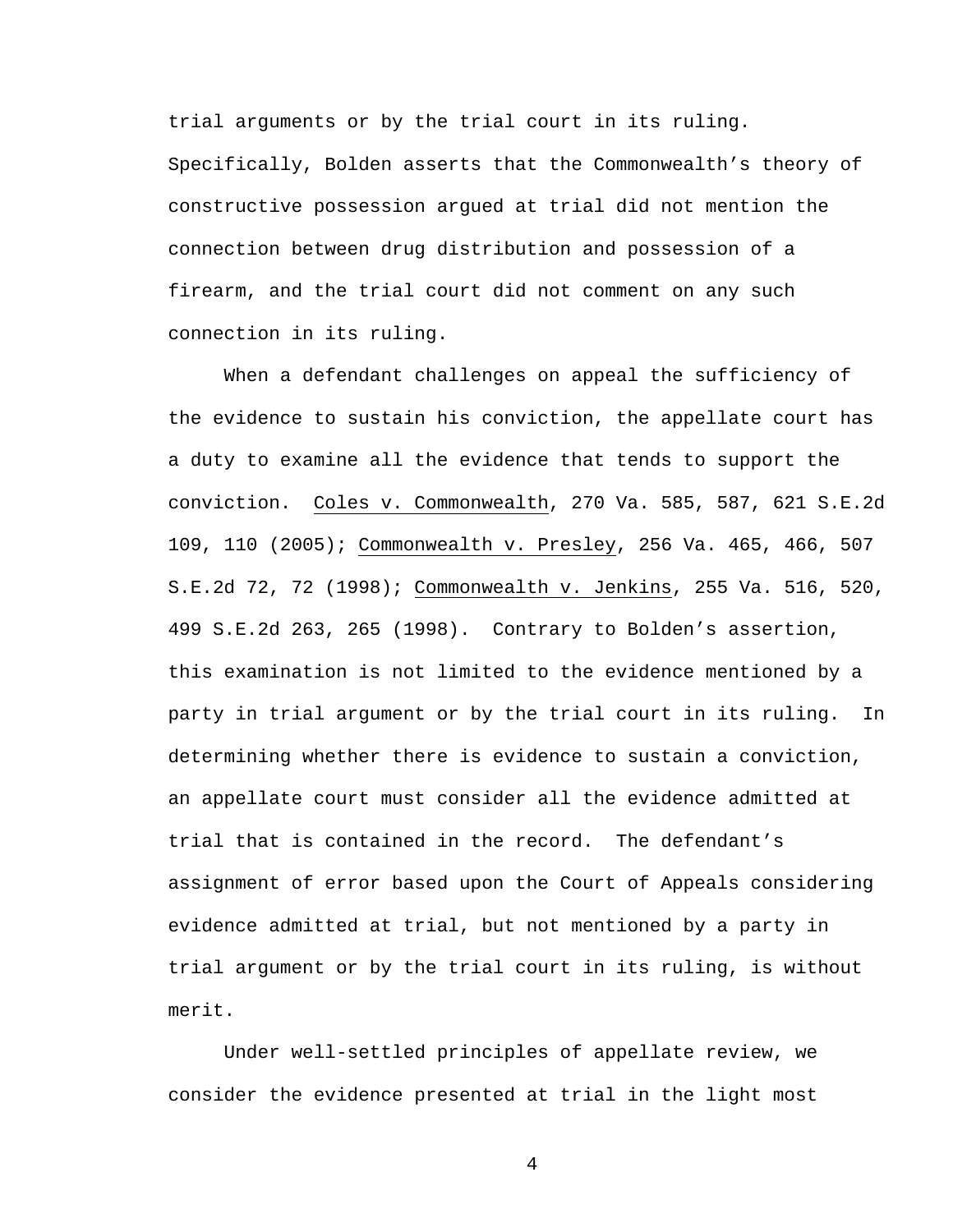trial arguments or by the trial court in its ruling. Specifically, Bolden asserts that the Commonwealth's theory of constructive possession argued at trial did not mention the connection between drug distribution and possession of a firearm, and the trial court did not comment on any such connection in its ruling.

When a defendant challenges on appeal the sufficiency of the evidence to sustain his conviction, the appellate court has a duty to examine all the evidence that tends to support the conviction. Coles v. Commonwealth, 270 Va. 585, 587, 621 S.E.2d 109, 110 (2005); Commonwealth v. Presley, 256 Va. 465, 466, 507 S.E.2d 72, 72 (1998); Commonwealth v. Jenkins, 255 Va. 516, 520, 499 S.E.2d 263, 265 (1998). Contrary to Bolden's assertion, this examination is not limited to the evidence mentioned by a party in trial argument or by the trial court in its ruling. In determining whether there is evidence to sustain a conviction, an appellate court must consider all the evidence admitted at trial that is contained in the record. The defendant's assignment of error based upon the Court of Appeals considering evidence admitted at trial, but not mentioned by a party in trial argument or by the trial court in its ruling, is without merit.

Under well-settled principles of appellate review, we consider the evidence presented at trial in the light most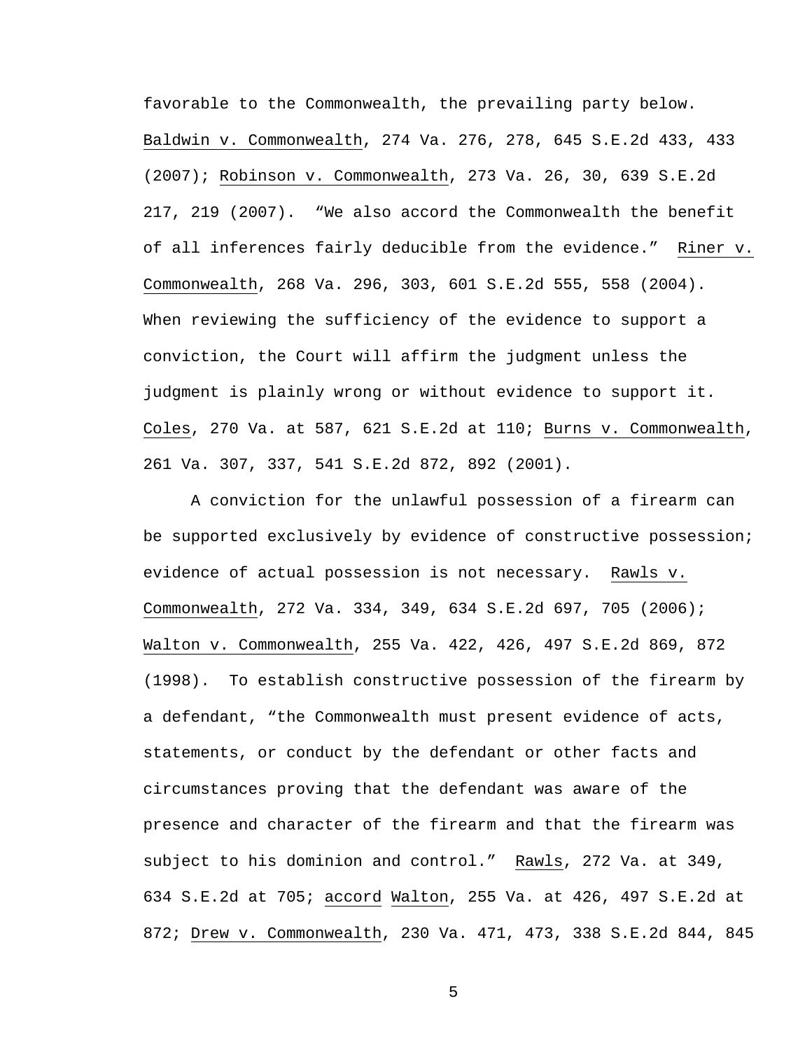favorable to the Commonwealth, the prevailing party below. Baldwin v. Commonwealth, 274 Va. 276, 278, 645 S.E.2d 433, 433 (2007); Robinson v. Commonwealth, 273 Va. 26, 30, 639 S.E.2d 217, 219 (2007). "We also accord the Commonwealth the benefit of all inferences fairly deducible from the evidence." Riner v. Commonwealth, 268 Va. 296, 303, 601 S.E.2d 555, 558 (2004). When reviewing the sufficiency of the evidence to support a conviction, the Court will affirm the judgment unless the judgment is plainly wrong or without evidence to support it. Coles, 270 Va. at 587, 621 S.E.2d at 110; Burns v. Commonwealth, 261 Va. 307, 337, 541 S.E.2d 872, 892 (2001).

A conviction for the unlawful possession of a firearm can be supported exclusively by evidence of constructive possession; evidence of actual possession is not necessary. Rawls v. Commonwealth, 272 Va. 334, 349, 634 S.E.2d 697, 705 (2006); Walton v. Commonwealth, 255 Va. 422, 426, 497 S.E.2d 869, 872 (1998). To establish constructive possession of the firearm by a defendant, "the Commonwealth must present evidence of acts, statements, or conduct by the defendant or other facts and circumstances proving that the defendant was aware of the presence and character of the firearm and that the firearm was subject to his dominion and control." Rawls, 272 Va. at 349, 634 S.E.2d at 705; accord Walton, 255 Va. at 426, 497 S.E.2d at 872; Drew v. Commonwealth, 230 Va. 471, 473, 338 S.E.2d 844, 845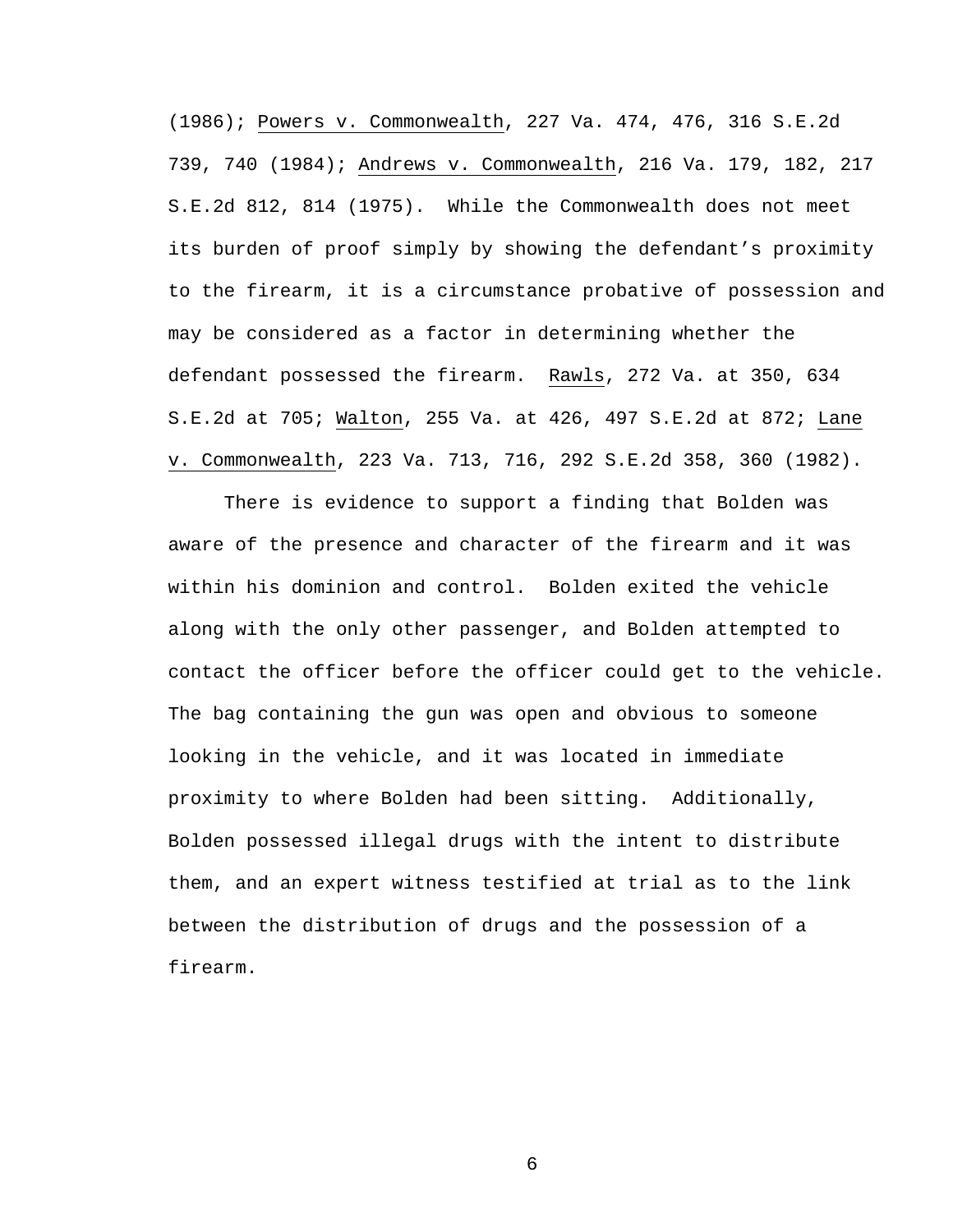(1986); Powers v. Commonwealth, 227 Va. 474, 476, 316 S.E.2d 739, 740 (1984); Andrews v. Commonwealth, 216 Va. 179, 182, 217 S.E.2d 812, 814 (1975). While the Commonwealth does not meet its burden of proof simply by showing the defendant's proximity to the firearm, it is a circumstance probative of possession and may be considered as a factor in determining whether the defendant possessed the firearm. Rawls, 272 Va. at 350, 634 S.E.2d at 705; Walton, 255 Va. at 426, 497 S.E.2d at 872; Lane v. Commonwealth, 223 Va. 713, 716, 292 S.E.2d 358, 360 (1982).

There is evidence to support a finding that Bolden was aware of the presence and character of the firearm and it was within his dominion and control. Bolden exited the vehicle along with the only other passenger, and Bolden attempted to contact the officer before the officer could get to the vehicle. The bag containing the gun was open and obvious to someone looking in the vehicle, and it was located in immediate proximity to where Bolden had been sitting. Additionally, Bolden possessed illegal drugs with the intent to distribute them, and an expert witness testified at trial as to the link between the distribution of drugs and the possession of a firearm.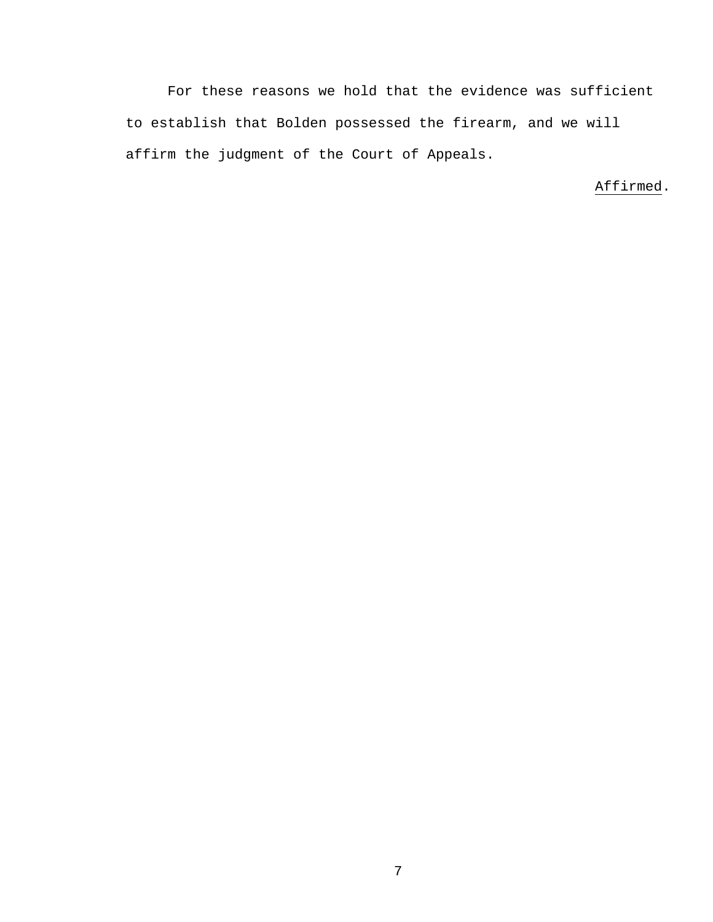For these reasons we hold that the evidence was sufficient to establish that Bolden possessed the firearm, and we will affirm the judgment of the Court of Appeals.

_Affirmed_.